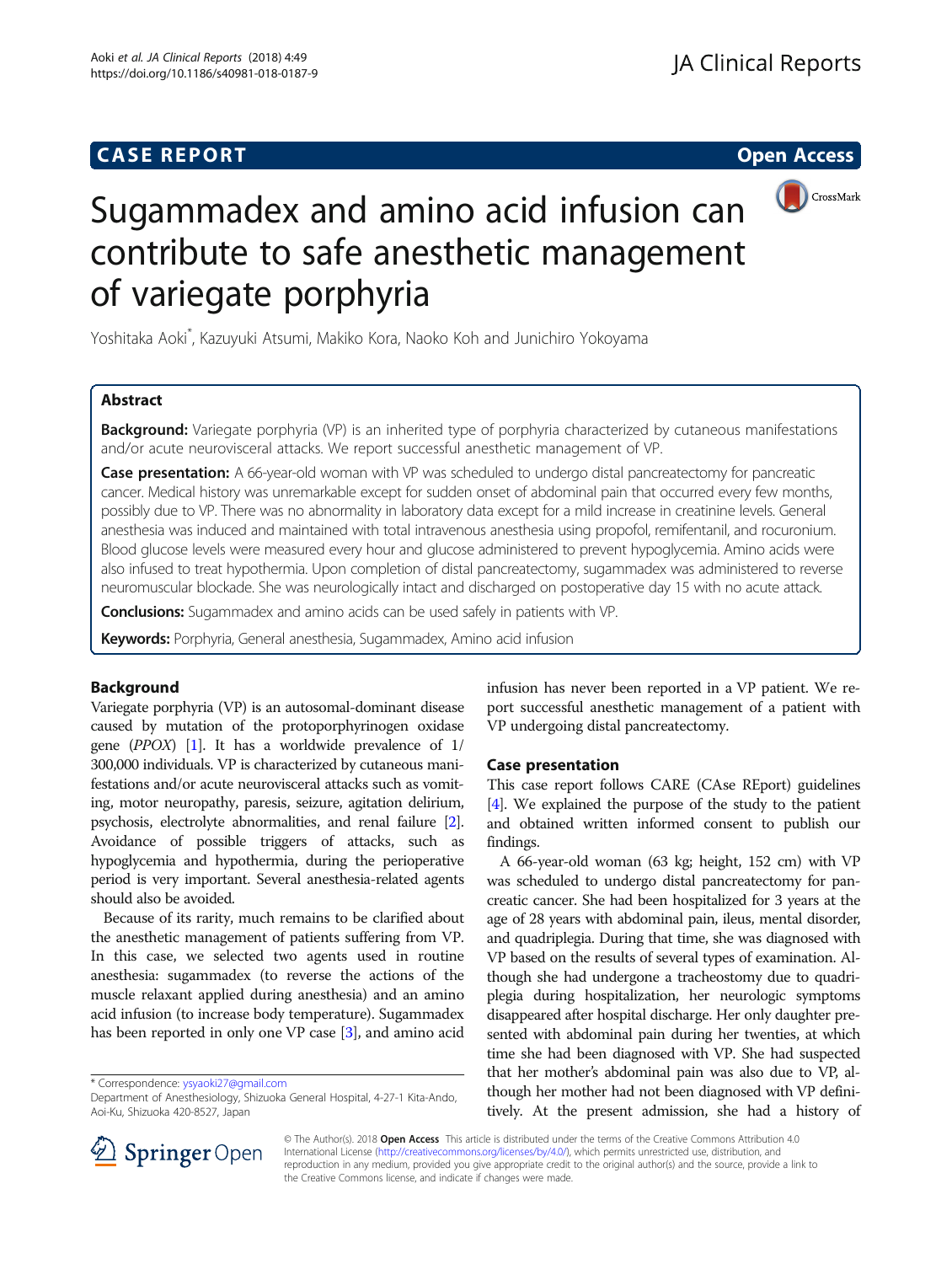CASE REPORT

Open Access

# Sugammadex and amino acid infusion can contribute to safe anesthetic management of variegate porphyria

Yoshitaka Aoki*, Kazuyuki Atsumi, Makiko Kora, Naoko Koh and Junichiro Yokoyama

## Abstract

**Background:** Variegate porphyria (VP) is an inherited type of porphyria characterized by cutaneous manifestations and/or acute neurovisceral attacks. We report successful anesthetic management of VP.

**Case presentation:** A 66-year-old woman with VP was scheduled to undergo distal pancreatectomy for pancreatic cancer. Medical history was unremarkable except for sudden onset of abdominal pain that occurred every few months, possibly due to VP. There was no abnormality in laboratory data except for a mild increase in creatinine levels. General anesthesia was induced and maintained with total intravenous anesthesia using propofol, remifentanil, and rocuronium. Blood glucose levels were measured every hour and glucose administered to prevent hypoglycemia. Amino acids were also infused to treat hypothermia. Upon completion of distal pancreatectomy, sugammadex was administered to reverse neuromuscular blockade. She was neurologically intact and discharged on postoperative day 15 with no acute attack.

**Conclusions:** Sugammadex and amino acids can be used safely in patients with VP.

**Keywords:** Porphyria, General anesthesia, Sugammadex, Amino acid infusion

## Background

Variegate porphyria (VP) is an autosomal-dominant disease caused by mutation of the protoporphyrinogen oxidase gene (*PPOX*) [1]. It has a worldwide prevalence of 1/300,000 individuals. VP is characterized by cutaneous manifestations and/or acute neurovisceral attacks such as vomiting, motor neuropathy, paresis, seizure, agitation delirium, psychosis, electrolyte abnormalities, and renal failure [2]. Avoidance of possible triggers of attacks, such as hypoglycemia and hypothermia, during the perioperative period is very important. Several anesthesia-related agents should also be avoided.

Because of its rarity, much remains to be clarified about the anesthetic management of patients suffering from VP. In this case, we selected two agents used in routine anesthesia: sugammadex (to reverse the actions of the muscle relaxant applied during anesthesia) and an amino acid infusion (to increase body temperature). Sugammadex has been reported in only one VP case [3], and amino acid infusion has never been reported in a VP patient. We report successful anesthetic management of a patient with VP undergoing distal pancreatectomy.

## Case presentation

This case report follows CARE (CAse REport) guidelines [4]. We explained the purpose of the study to the patient and obtained written informed consent to publish our findings.

A 66-year-old woman (63 kg; height, 152 cm) with VP was scheduled to undergo distal pancreatectomy for pancreatic cancer. She had been hospitalized for 3 years at the age of 28 years with abdominal pain, ileus, mental disorder, and quadriplegia. During that time, she was diagnosed with VP based on the results of several types of examination. Although she had undergone a tracheostomy due to quadriplegia during hospitalization, her neurologic symptoms disappeared after hospital discharge. Her only daughter presented with abdominal pain during her twenties, at which time she had been diagnosed with VP. She had suspected that her mother's abdominal pain was also due to VP, although her mother had not been diagnosed with VP definitively. At the present admission, she had a history of

\* Correspondence: ysyaoki27@gmail.com
Department of Anesthesiology, Shizuoka General Hospital, 4-27-1 Kita-Ando, Aoi-Ku, Shizuoka 420-8527, Japan

© The Author(s). 2018 **Open Access** This article is distributed under the terms of the Creative Commons Attribution 4.0 International License (http://creativecommons.org/licenses/by/4.0/), which permits unrestricted use, distribution, and reproduction in any medium, provided you give appropriate credit to the original author(s) and the source, provide a link to the Creative Commons license, and indicate if changes were made.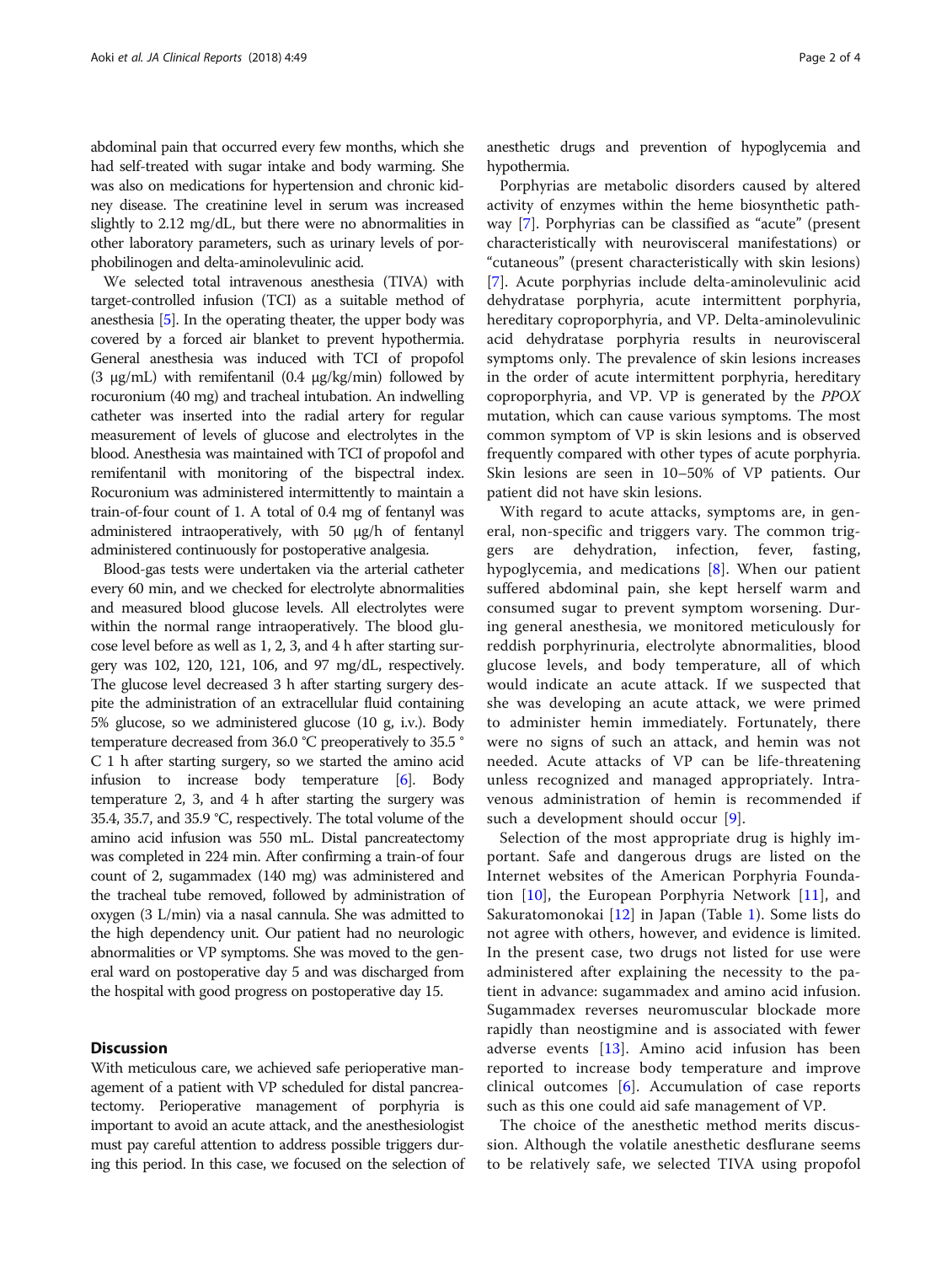abdominal pain that occurred every few months, which she had self-treated with sugar intake and body warming. She was also on medications for hypertension and chronic kidney disease. The creatinine level in serum was increased slightly to 2.12 mg/dL, but there were no abnormalities in other laboratory parameters, such as urinary levels of porphobilinogen and delta-aminolevulinic acid.

We selected total intravenous anesthesia (TIVA) with target-controlled infusion (TCI) as a suitable method of anesthesia [5]. In the operating theater, the upper body was covered by a forced air blanket to prevent hypothermia. General anesthesia was induced with TCI of propofol (3 μg/mL) with remifentanil (0.4 μg/kg/min) followed by rocuronium (40 mg) and tracheal intubation. An indwelling catheter was inserted into the radial artery for regular measurement of levels of glucose and electrolytes in the blood. Anesthesia was maintained with TCI of propofol and remifentanil with monitoring of the bispectral index. Rocuronium was administered intermittently to maintain a train-of-four count of 1. A total of 0.4 mg of fentanyl was administered intraoperatively, with 50 μg/h of fentanyl administered continuously for postoperative analgesia.

Blood-gas tests were undertaken via the arterial catheter every 60 min, and we checked for electrolyte abnormalities and measured blood glucose levels. All electrolytes were within the normal range intraoperatively. The blood glucose level before as well as 1, 2, 3, and 4 h after starting surgery was 102, 120, 121, 106, and 97 mg/dL, respectively. The glucose level decreased 3 h after starting surgery despite the administration of an extracellular fluid containing 5% glucose, so we administered glucose (10 g, i.v.). Body temperature decreased from 36.0 °C preoperatively to 35.5 °C 1 h after starting surgery, so we started the amino acid infusion to increase body temperature [6]. Body temperature 2, 3, and 4 h after starting the surgery was 35.4, 35.7, and 35.9 °C, respectively. The total volume of the amino acid infusion was 550 mL. Distal pancreatectomy was completed in 224 min. After confirming a train-of four count of 2, sugammadex (140 mg) was administered and the tracheal tube removed, followed by administration of oxygen (3 L/min) via a nasal cannula. She was admitted to the high dependency unit. Our patient had no neurologic abnormalities or VP symptoms. She was moved to the general ward on postoperative day 5 and was discharged from the hospital with good progress on postoperative day 15.

## Discussion

With meticulous care, we achieved safe perioperative management of a patient with VP scheduled for distal pancreatectomy. Perioperative management of porphyria is important to avoid an acute attack, and the anesthesiologist must pay careful attention to address possible triggers during this period. In this case, we focused on the selection of anesthetic drugs and prevention of hypoglycemia and hypothermia.

Porphyrias are metabolic disorders caused by altered activity of enzymes within the heme biosynthetic pathway [7]. Porphyrias can be classified as "acute" (present characteristically with neurovisceral manifestations) or "cutaneous" (present characteristically with skin lesions) [7]. Acute porphyrias include delta-aminolevulinic acid dehydratase porphyria, acute intermittent porphyria, hereditary coproporphyria, and VP. Delta-aminolevulinic acid dehydratase porphyria results in neurovisceral symptoms only. The prevalence of skin lesions increases in the order of acute intermittent porphyria, hereditary coproporphyria, and VP. VP is generated by the *PPOX* mutation, which can cause various symptoms. The most common symptom of VP is skin lesions and is observed frequently compared with other types of acute porphyria. Skin lesions are seen in 10–50% of VP patients. Our patient did not have skin lesions.

With regard to acute attacks, symptoms are, in general, non-specific and triggers vary. The common triggers are dehydration, infection, fever, fasting, hypoglycemia, and medications [8]. When our patient suffered abdominal pain, she kept herself warm and consumed sugar to prevent symptom worsening. During general anesthesia, we monitored meticulously for reddish porphyrinuria, electrolyte abnormalities, blood glucose levels, and body temperature, all of which would indicate an acute attack. If we suspected that she was developing an acute attack, we were primed to administer hemin immediately. Fortunately, there were no signs of such an attack, and hemin was not needed. Acute attacks of VP can be life-threatening unless recognized and managed appropriately. Intravenous administration of hemin is recommended if such a development should occur [9].

Selection of the most appropriate drug is highly important. Safe and dangerous drugs are listed on the Internet websites of the American Porphyria Foundation [10], the European Porphyria Network [11], and Sakuratomonokai [12] in Japan (Table 1). Some lists do not agree with others, however, and evidence is limited. In the present case, two drugs not listed for use were administered after explaining the necessity to the patient in advance: sugammadex and amino acid infusion. Sugammadex reverses neuromuscular blockade more rapidly than neostigmine and is associated with fewer adverse events [13]. Amino acid infusion has been reported to increase body temperature and improve clinical outcomes [6]. Accumulation of case reports such as this one could aid safe management of VP.

The choice of the anesthetic method merits discussion. Although the volatile anesthetic desflurane seems to be relatively safe, we selected TIVA using propofol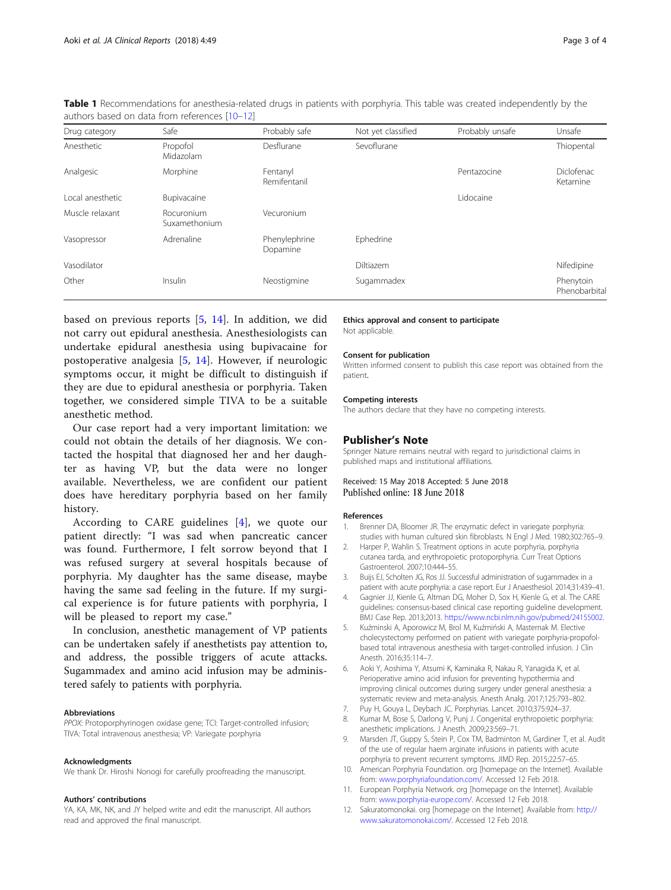**Table 1** Recommendations for anesthesia-related drugs in patients with porphyria. This table was created independently by the authors based on data from references [10–12]

| Drug category | Safe | Probably safe | Not yet classified | Probably unsafe | Unsafe |
|---|---|---|---|---|---|
| Anesthetic | Propofol<br>Midazolam | Desflurane | Sevoflurane | | Thiopental |
| Analgesic | Morphine | Fentanyl<br>Remifentanil | | Pentazocine | Diclofenac<br>Ketamine |
| Local anesthetic | Bupivacaine | | | Lidocaine | |
| Muscle relaxant | Rocuronium<br>Suxamethonium | Vecuronium | | | |
| Vasopressor | Adrenaline | Phenylephrine<br>Dopamine | Ephedrine | | |
| Vasodilator | | | Diltiazem | | Nifedipine |
| Other | Insulin | Neostigmine | Sugammadex | | Phenytoin<br>Phenobarbital |

based on previous reports [5, 14]. In addition, we did not carry out epidural anesthesia. Anesthesiologists can undertake epidural anesthesia using bupivacaine for postoperative analgesia [5, 14]. However, if neurologic symptoms occur, it might be difficult to distinguish if they are due to epidural anesthesia or porphyria. Taken together, we considered simple TIVA to be a suitable anesthetic method.

Our case report had a very important limitation: we could not obtain the details of her diagnosis. We contacted the hospital that diagnosed her and her daughter as having VP, but the data were no longer available. Nevertheless, we are confident our patient does have hereditary porphyria based on her family history.

According to CARE guidelines [4], we quote our patient directly: "I was sad when pancreatic cancer was found. Furthermore, I felt sorrow beyond that I was refused surgery at several hospitals because of porphyria. My daughter has the same disease, maybe having the same sad feeling in the future. If my surgical experience is for future patients with porphyria, I will be pleased to report my case."

In conclusion, anesthetic management of VP patients can be undertaken safely if anesthetists pay attention to, and address, the possible triggers of acute attacks. Sugammadex and amino acid infusion may be administered safely to patients with porphyria.

### Abbreviations

*PPOX*: Protoporphyrinogen oxidase gene; TCI: Target-controlled infusion; TIVA: Total intravenous anesthesia; VP: Variegate porphyria

### Acknowledgments

We thank Dr. Hiroshi Nonogi for carefully proofreading the manuscript.

### Authors' contributions

YA, KA, MK, NK, and JY helped write and edit the manuscript. All authors read and approved the final manuscript.

### Ethics approval and consent to participate

Not applicable.

### Consent for publication

Written informed consent to publish this case report was obtained from the patient.

### Competing interests

The authors declare that they have no competing interests.

## Publisher's Note

Springer Nature remains neutral with regard to jurisdictional claims in published maps and institutional affiliations.

Received: 15 May 2018 Accepted: 5 June 2018
Published online: 18 June 2018

### References

1. Brenner DA, Bloomer JR. The enzymatic defect in variegate porphyria: studies with human cultured skin fibroblasts. N Engl J Med. 1980;302:765–9.
2. Harper P, Wahlin S. Treatment options in acute porphyria, porphyria cutanea tarda, and erythropoietic protoporphyria. Curr Treat Options Gastroenterol. 2007;10:444–55.
3. Buijs EJ, Scholten JG, Ros JJ. Successful administration of sugammadex in a patient with acute porphyria: a case report. Eur J Anaesthesiol. 2014;31:439–41.
4. Gagnier JJ, Kienle G, Altman DG, Moher D, Sox H, Kienle G, et al. The CARE guidelines: consensus-based clinical case reporting guideline development. BMJ Case Rep. 2013;2013. https://www.ncbi.nlm.nih.gov/pubmed/24155002.
5. Kuźminski A, Aporowicz M, Brol M, Kuźmiński A, Masternak M. Elective cholecystectomy performed on patient with variegate porphyria-propofol-based total intravenous anesthesia with target-controlled infusion. J Clin Anesth. 2016;35:114–7.
6. Aoki Y, Aoshima Y, Atsumi K, Kaminaka R, Nakau R, Yanagida K, et al. Perioperative amino acid infusion for preventing hypothermia and improving clinical outcomes during surgery under general anesthesia: a systematic review and meta-analysis. Anesth Analg. 2017;125:793–802.
7. Puy H, Gouya L, Deybach JC. Porphyrias. Lancet. 2010;375:924–37.
8. Kumar M, Bose S, Darlong V, Punj J. Congenital erythropoietic porphyria: anesthetic implications. J Anesth. 2009;23:569–71.
9. Marsden JT, Guppy S, Stein P, Cox TM, Badminton M, Gardiner T, et al. Audit of the use of regular haem arginate infusions in patients with acute porphyria to prevent recurrent symptoms. JIMD Rep. 2015;22:57–65.
10. American Porphyria Foundation. org [homepage on the Internet]. Available from: www.porphyriafoundation.com/. Accessed 12 Feb 2018.
11. European Porphyria Network. org [homepage on the Internet]. Available from: www.porphyria-europe.com/. Accessed 12 Feb 2018.
12. Sakuratomonokai. org [homepage on the Internet]. Available from: http://www.sakuratomonokai.com/. Accessed 12 Feb 2018.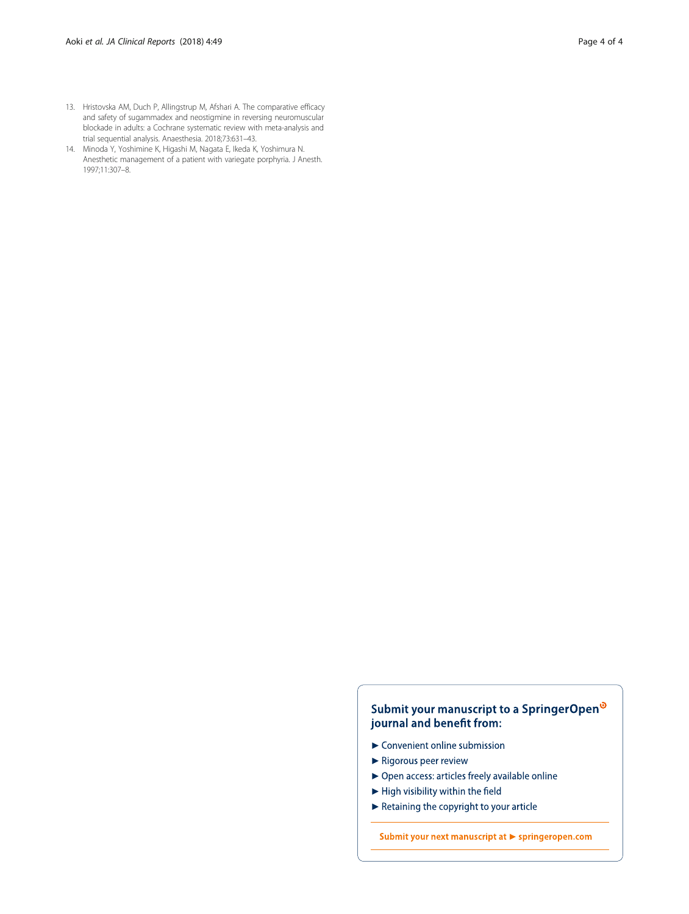13. Hristovska AM, Duch P, Allingstrup M, Afshari A. The comparative efficacy and safety of sugammadex and neostigmine in reversing neuromuscular blockade in adults: a Cochrane systematic review with meta-analysis and trial sequential analysis. Anaesthesia. 2018;73:631–43.
14. Minoda Y, Yoshimine K, Higashi M, Nagata E, Ikeda K, Yoshimura N. Anesthetic management of a patient with variegate porphyria. J Anesth. 1997;11:307–8.

**Submit your manuscript to a SpringerOpen journal and benefit from:**

- ► Convenient online submission
- ► Rigorous peer review
- ► Open access: articles freely available online
- ► High visibility within the field
- ► Retaining the copyright to your article

**Submit your next manuscript at ► springeropen.com**